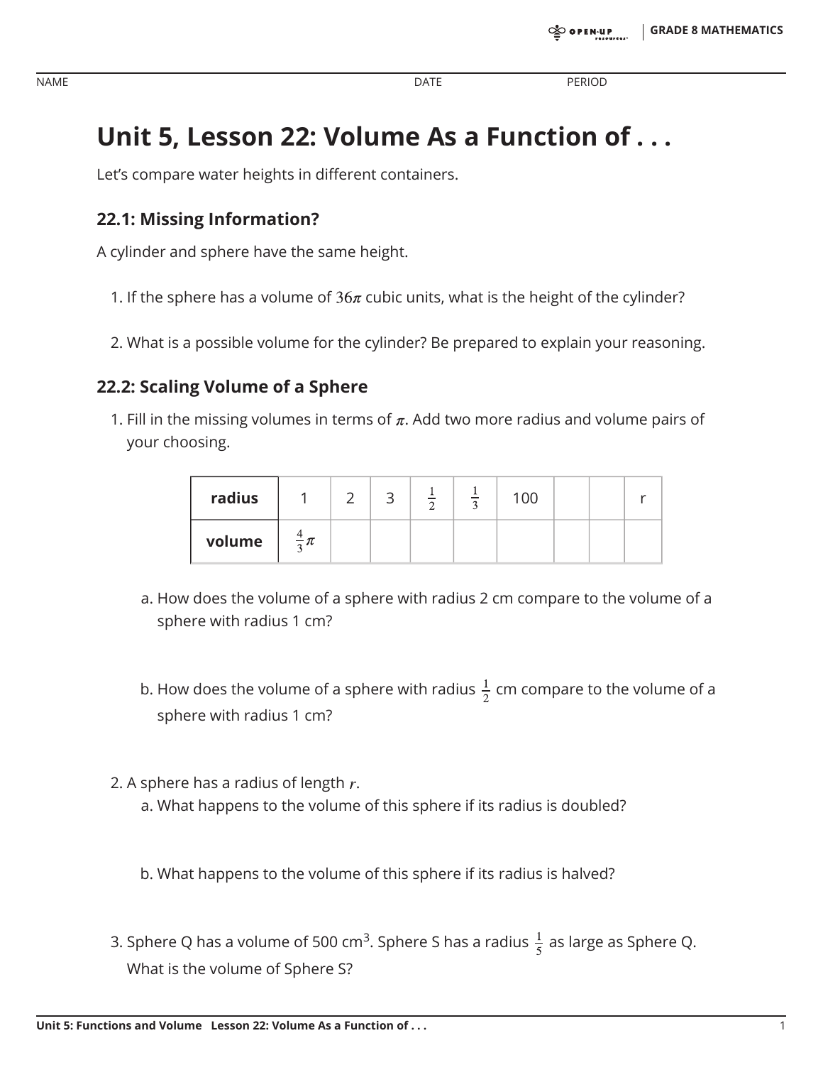NAME DATE PERIOD

# Unit 5, Lesson 22: Volume As a Function of . . .

Let's compare water heights in different containers.

## 22.1: Missing Information?

A cylinder and sphere have the same height.

1. If the sphere has a volume of $36\pi$ cubic units, what is the height of the cylinder?

2. What is a possible volume for the cylinder? Be prepared to explain your reasoning.

## 22.2: Scaling Volume of a Sphere

1. Fill in the missing volumes in terms of $\pi$. Add two more radius and volume pairs of your choosing.

| radius | 1 | 2 | 3 | $\frac{1}{2}$ | $\frac{1}{3}$ | 100 | | | r |
|---|---|---|---|---|---|---|---|---|---|
| volume | $\frac{4}{3}\pi$ | | | | | | | | |

   a. How does the volume of a sphere with radius 2 cm compare to the volume of a sphere with radius 1 cm?

   b. How does the volume of a sphere with radius $\frac{1}{2}$ cm compare to the volume of a sphere with radius 1 cm?

2. A sphere has a radius of length $r$.
   a. What happens to the volume of this sphere if its radius is doubled?

   b. What happens to the volume of this sphere if its radius is halved?

3. Sphere Q has a volume of 500 cm$^3$. Sphere S has a radius $\frac{1}{5}$ as large as Sphere Q. What is the volume of Sphere S?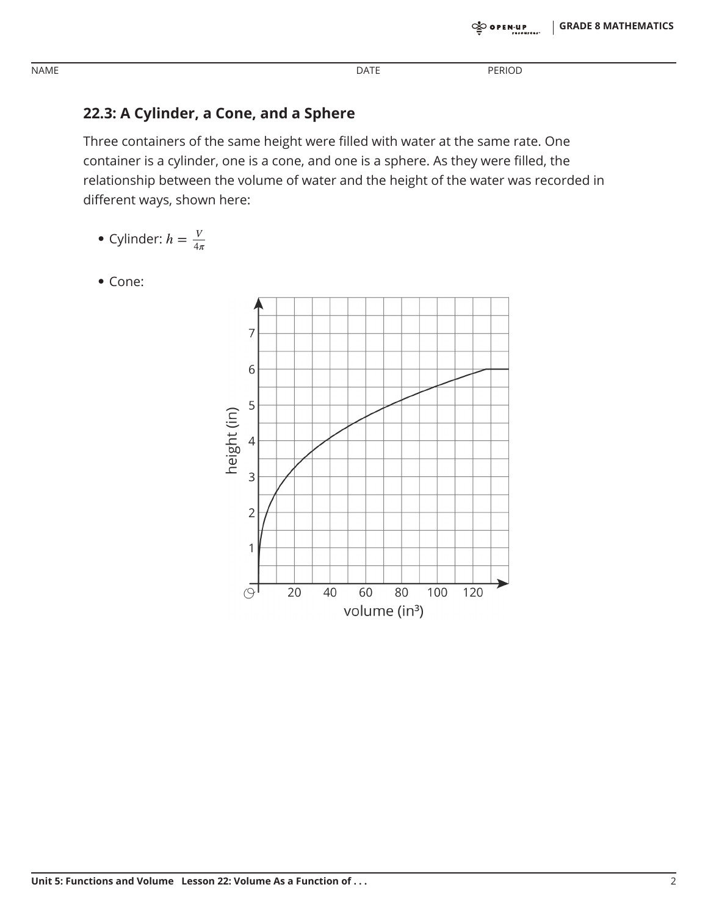### 22.3: A Cylinder, a Cone, and a Sphere

Three containers of the same height were filled with water at the same rate. One container is a cylinder, one is a cone, and one is a sphere. As they were filled, the relationship between the volume of water and the height of the water was recorded in different ways, shown here:

- Cylinder: $h = \frac{V}{4\pi}$
- Cone: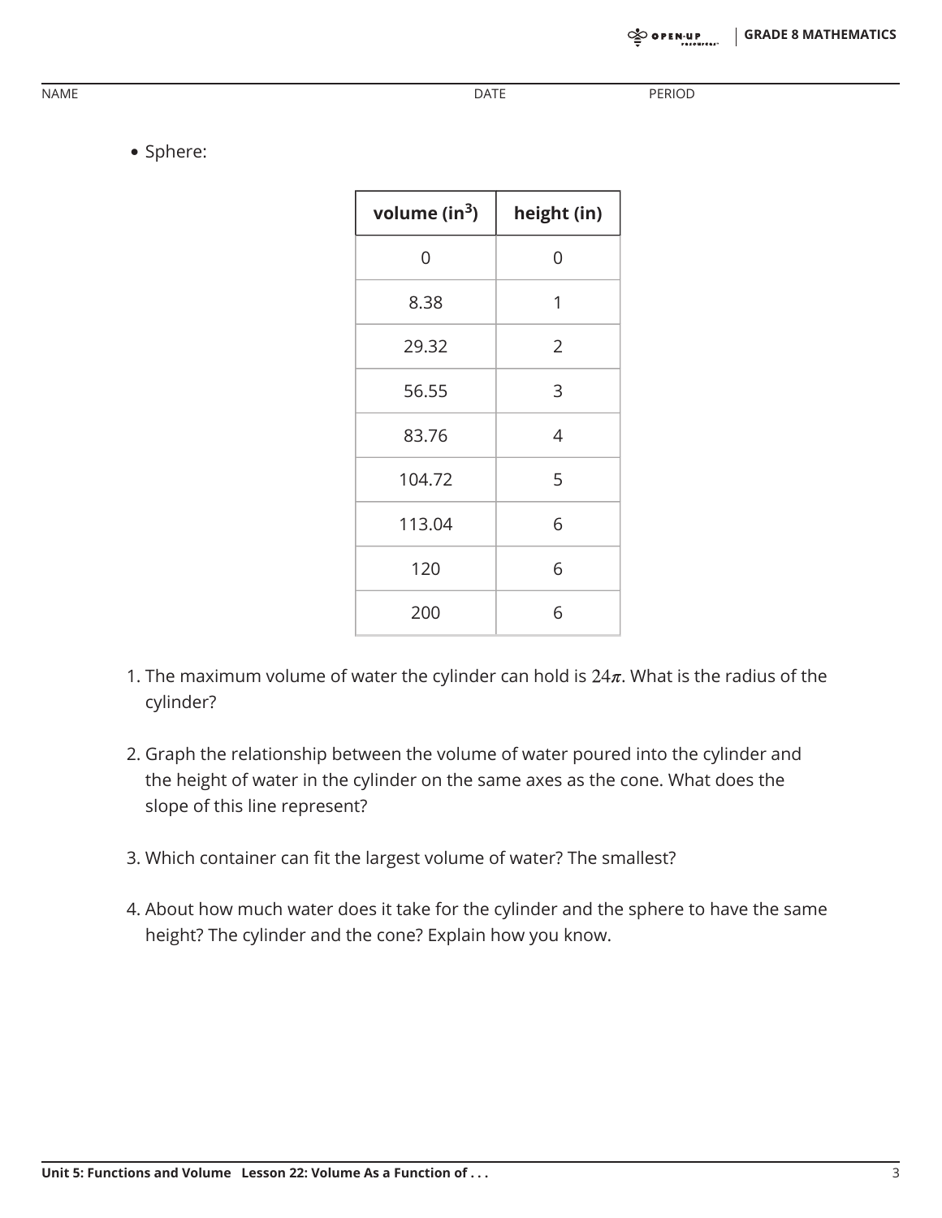- Sphere:

| volume (in$^3$) | height (in) |
|---|---|
| 0 | 0 |
| 8.38 | 1 |
| 29.32 | 2 |
| 56.55 | 3 |
| 83.76 | 4 |
| 104.72 | 5 |
| 113.04 | 6 |
| 120 | 6 |
| 200 | 6 |

1. The maximum volume of water the cylinder can hold is $24\pi$. What is the radius of the cylinder?

2. Graph the relationship between the volume of water poured into the cylinder and the height of water in the cylinder on the same axes as the cone. What does the slope of this line represent?

3. Which container can fit the largest volume of water? The smallest?

4. About how much water does it take for the cylinder and the sphere to have the same height? The cylinder and the cone? Explain how you know.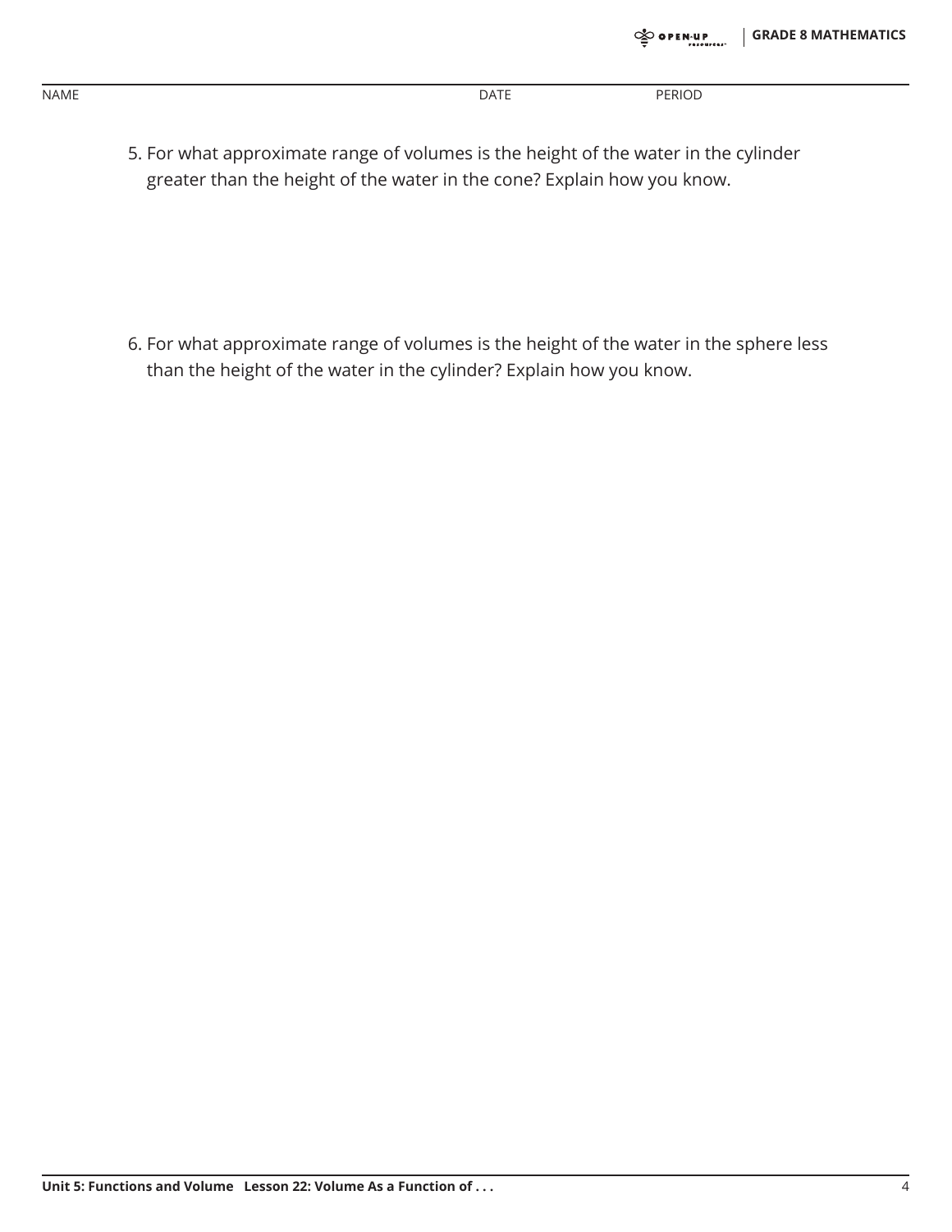NAME DATE PERIOD

5. For what approximate range of volumes is the height of the water in the cylinder greater than the height of the water in the cone? Explain how you know.

6. For what approximate range of volumes is the height of the water in the sphere less than the height of the water in the cylinder? Explain how you know.